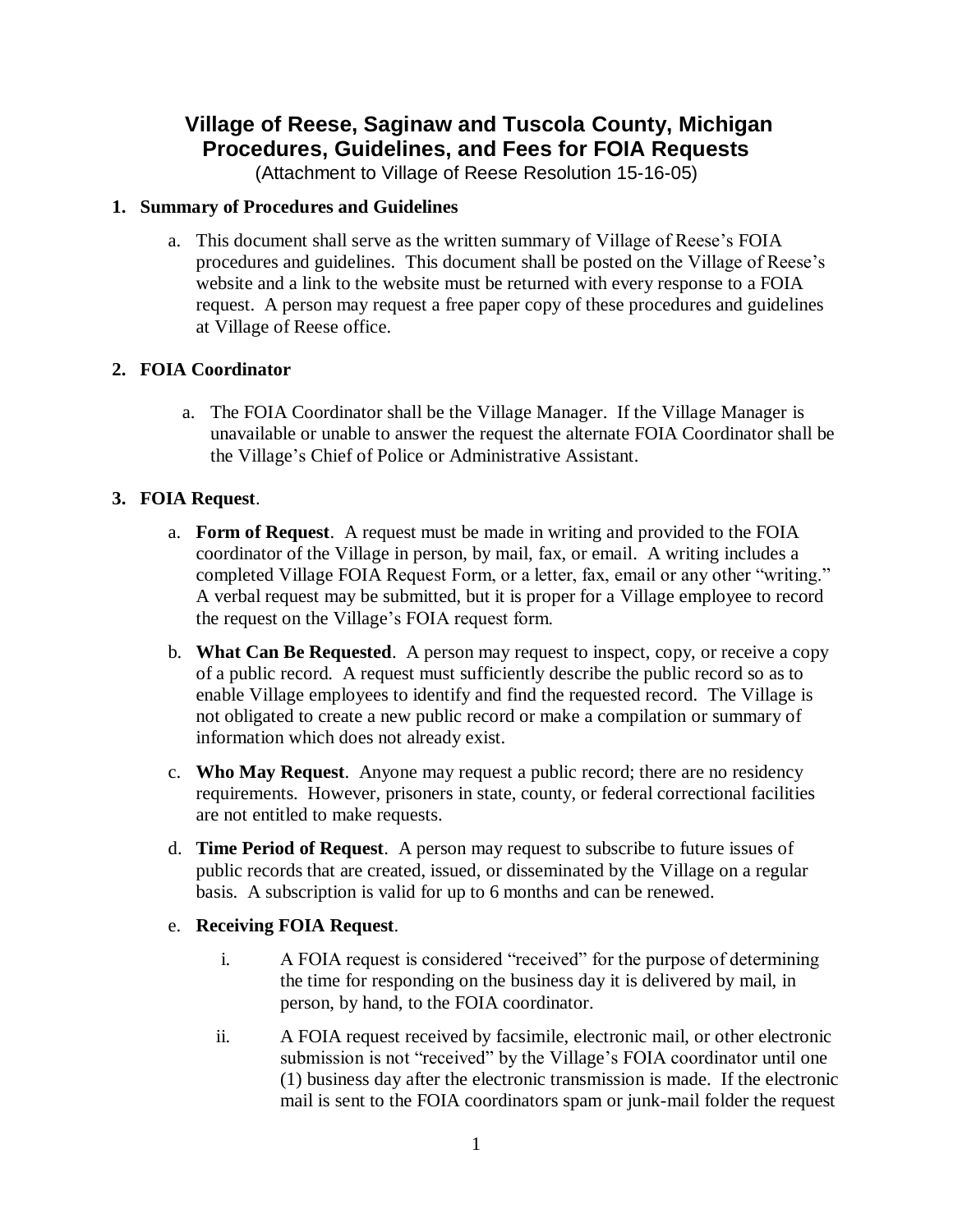# Village of Reese, Saginaw and Tuscola County, Michigan
# Procedures, Guidelines, and Fees for FOIA Requests

(Attachment to Village of Reese Resolution 15-16-05)

**1. Summary of Procedures and Guidelines**

a. This document shall serve as the written summary of Village of Reese's FOIA procedures and guidelines. This document shall be posted on the Village of Reese's website and a link to the website must be returned with every response to a FOIA request. A person may request a free paper copy of these procedures and guidelines at Village of Reese office.

**2. FOIA Coordinator**

a. The FOIA Coordinator shall be the Village Manager. If the Village Manager is unavailable or unable to answer the request the alternate FOIA Coordinator shall be the Village's Chief of Police or Administrative Assistant.

**3. FOIA Request**.

a. **Form of Request**. A request must be made in writing and provided to the FOIA coordinator of the Village in person, by mail, fax, or email. A writing includes a completed Village FOIA Request Form, or a letter, fax, email or any other "writing." A verbal request may be submitted, but it is proper for a Village employee to record the request on the Village's FOIA request form.

b. **What Can Be Requested**. A person may request to inspect, copy, or receive a copy of a public record. A request must sufficiently describe the public record so as to enable Village employees to identify and find the requested record. The Village is not obligated to create a new public record or make a compilation or summary of information which does not already exist.

c. **Who May Request**. Anyone may request a public record; there are no residency requirements. However, prisoners in state, county, or federal correctional facilities are not entitled to make requests.

d. **Time Period of Request**. A person may request to subscribe to future issues of public records that are created, issued, or disseminated by the Village on a regular basis. A subscription is valid for up to 6 months and can be renewed.

e. **Receiving FOIA Request**.

i. A FOIA request is considered "received" for the purpose of determining the time for responding on the business day it is delivered by mail, in person, by hand, to the FOIA coordinator.

ii. A FOIA request received by facsimile, electronic mail, or other electronic submission is not "received" by the Village's FOIA coordinator until one (1) business day after the electronic transmission is made. If the electronic mail is sent to the FOIA coordinators spam or junk-mail folder the request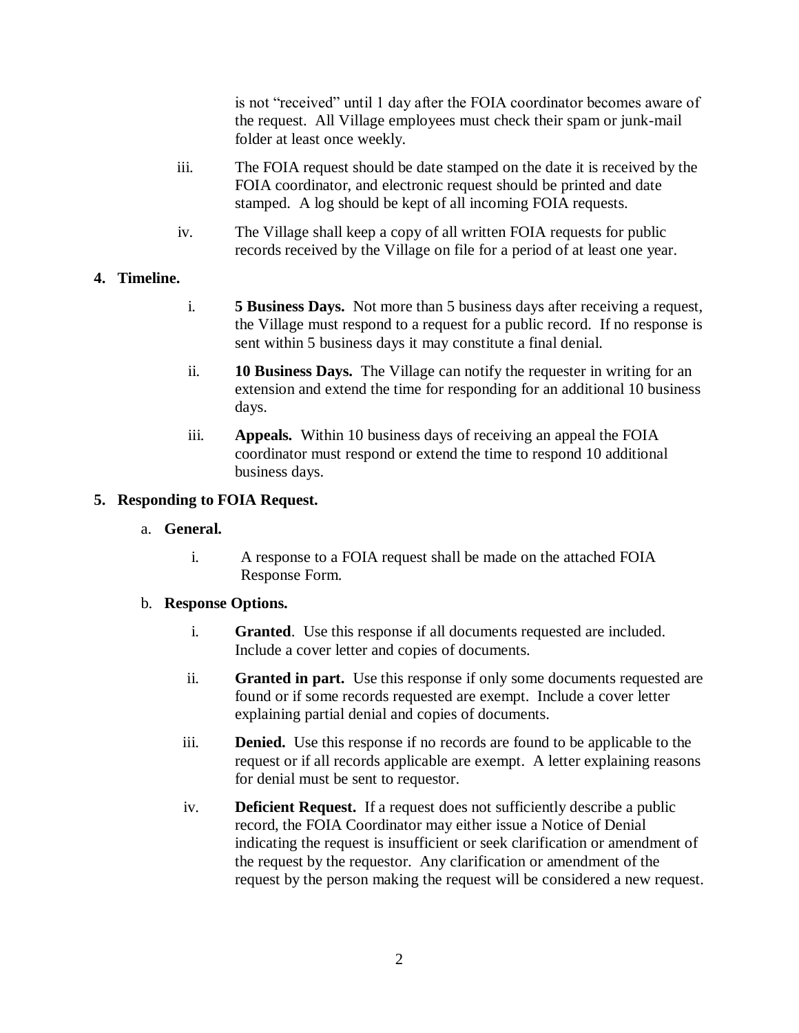is not "received" until 1 day after the FOIA coordinator becomes aware of the request. All Village employees must check their spam or junk-mail folder at least once weekly.

iii. The FOIA request should be date stamped on the date it is received by the FOIA coordinator, and electronic request should be printed and date stamped. A log should be kept of all incoming FOIA requests.

iv. The Village shall keep a copy of all written FOIA requests for public records received by the Village on file for a period of at least one year.

**4. Timeline.**

i. **5 Business Days.** Not more than 5 business days after receiving a request, the Village must respond to a request for a public record. If no response is sent within 5 business days it may constitute a final denial.

ii. **10 Business Days.** The Village can notify the requester in writing for an extension and extend the time for responding for an additional 10 business days.

iii. **Appeals.** Within 10 business days of receiving an appeal the FOIA coordinator must respond or extend the time to respond 10 additional business days.

**5. Responding to FOIA Request.**

a. **General.**

i. A response to a FOIA request shall be made on the attached FOIA Response Form.

b. **Response Options.**

i. **Granted**. Use this response if all documents requested are included. Include a cover letter and copies of documents.

ii. **Granted in part.** Use this response if only some documents requested are found or if some records requested are exempt. Include a cover letter explaining partial denial and copies of documents.

iii. **Denied.** Use this response if no records are found to be applicable to the request or if all records applicable are exempt. A letter explaining reasons for denial must be sent to requestor.

iv. **Deficient Request.** If a request does not sufficiently describe a public record, the FOIA Coordinator may either issue a Notice of Denial indicating the request is insufficient or seek clarification or amendment of the request by the requestor. Any clarification or amendment of the request by the person making the request will be considered a new request.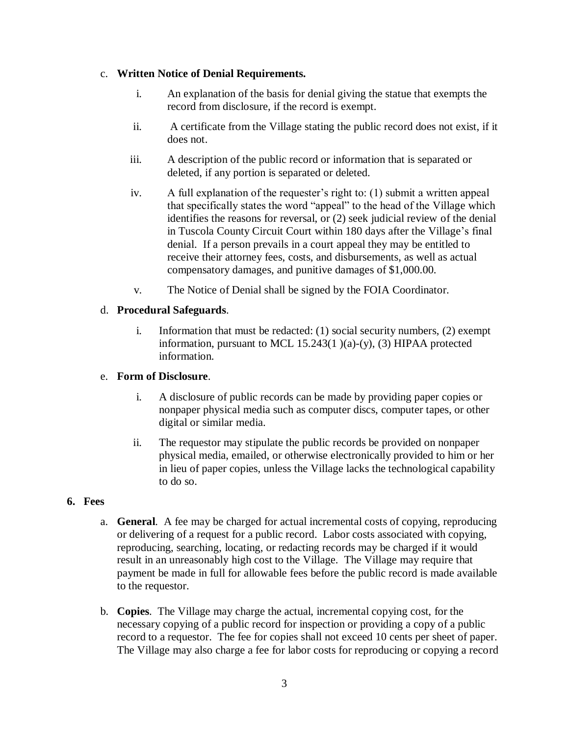c. **Written Notice of Denial Requirements.**

  i. An explanation of the basis for denial giving the statue that exempts the record from disclosure, if the record is exempt.

  ii. A certificate from the Village stating the public record does not exist, if it does not.

  iii. A description of the public record or information that is separated or deleted, if any portion is separated or deleted.

  iv. A full explanation of the requester's right to: (1) submit a written appeal that specifically states the word "appeal" to the head of the Village which identifies the reasons for reversal, or (2) seek judicial review of the denial in Tuscola County Circuit Court within 180 days after the Village's final denial. If a person prevails in a court appeal they may be entitled to receive their attorney fees, costs, and disbursements, as well as actual compensatory damages, and punitive damages of $1,000.00.

  v. The Notice of Denial shall be signed by the FOIA Coordinator.

d. **Procedural Safeguards**.

  i. Information that must be redacted: (1) social security numbers, (2) exempt information, pursuant to MCL 15.243(1 )(a)-(y), (3) HIPAA protected information.

e. **Form of Disclosure**.

  i. A disclosure of public records can be made by providing paper copies or nonpaper physical media such as computer discs, computer tapes, or other digital or similar media.

  ii. The requestor may stipulate the public records be provided on nonpaper physical media, emailed, or otherwise electronically provided to him or her in lieu of paper copies, unless the Village lacks the technological capability to do so.

**6. Fees**

a. **General**. A fee may be charged for actual incremental costs of copying, reproducing or delivering of a request for a public record. Labor costs associated with copying, reproducing, searching, locating, or redacting records may be charged if it would result in an unreasonably high cost to the Village. The Village may require that payment be made in full for allowable fees before the public record is made available to the requestor.

b. **Copies**. The Village may charge the actual, incremental copying cost, for the necessary copying of a public record for inspection or providing a copy of a public record to a requestor. The fee for copies shall not exceed 10 cents per sheet of paper. The Village may also charge a fee for labor costs for reproducing or copying a record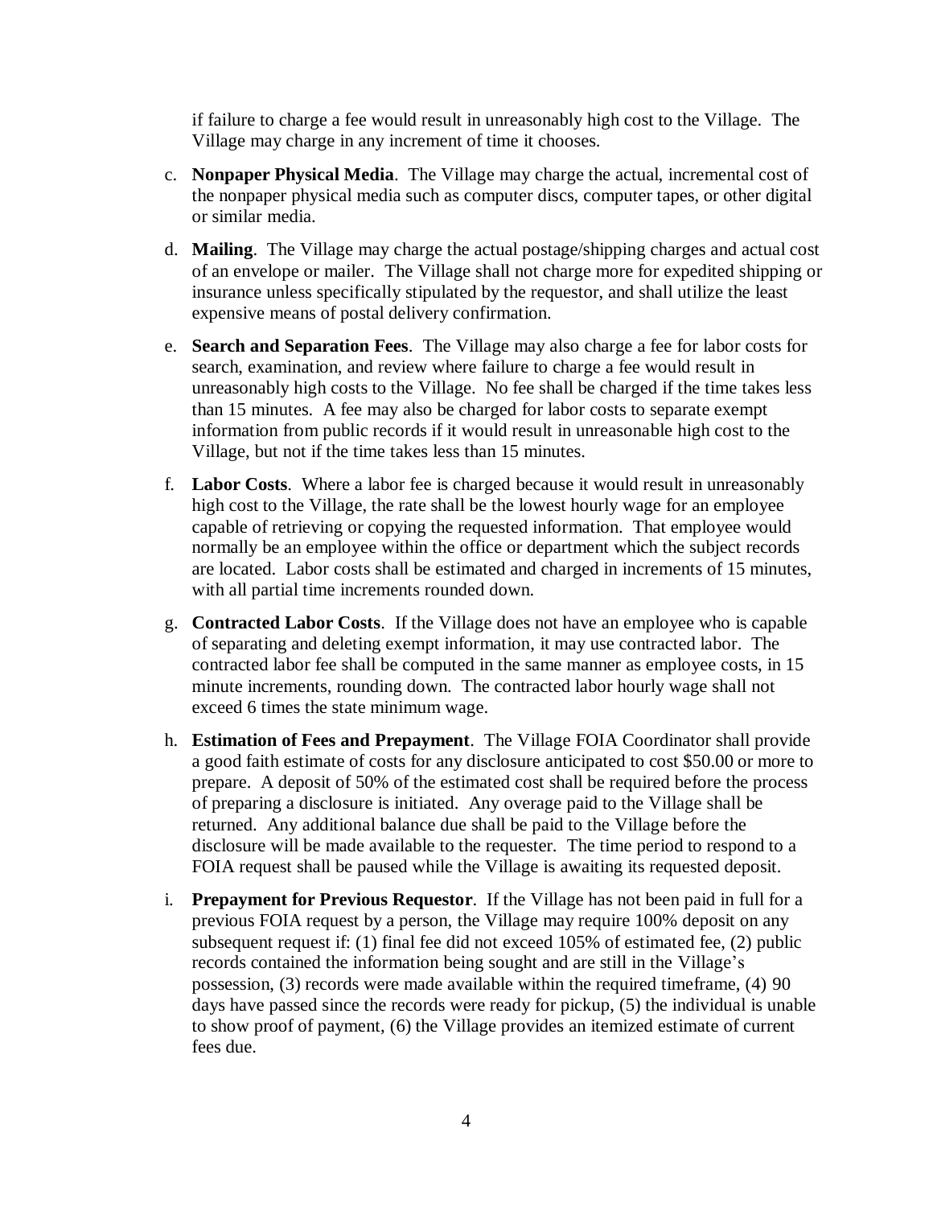if failure to charge a fee would result in unreasonably high cost to the Village. The Village may charge in any increment of time it chooses.

c. **Nonpaper Physical Media**. The Village may charge the actual, incremental cost of the nonpaper physical media such as computer discs, computer tapes, or other digital or similar media.

d. **Mailing**. The Village may charge the actual postage/shipping charges and actual cost of an envelope or mailer. The Village shall not charge more for expedited shipping or insurance unless specifically stipulated by the requestor, and shall utilize the least expensive means of postal delivery confirmation.

e. **Search and Separation Fees**. The Village may also charge a fee for labor costs for search, examination, and review where failure to charge a fee would result in unreasonably high costs to the Village. No fee shall be charged if the time takes less than 15 minutes. A fee may also be charged for labor costs to separate exempt information from public records if it would result in unreasonable high cost to the Village, but not if the time takes less than 15 minutes.

f. **Labor Costs**. Where a labor fee is charged because it would result in unreasonably high cost to the Village, the rate shall be the lowest hourly wage for an employee capable of retrieving or copying the requested information. That employee would normally be an employee within the office or department which the subject records are located. Labor costs shall be estimated and charged in increments of 15 minutes, with all partial time increments rounded down.

g. **Contracted Labor Costs**. If the Village does not have an employee who is capable of separating and deleting exempt information, it may use contracted labor. The contracted labor fee shall be computed in the same manner as employee costs, in 15 minute increments, rounding down. The contracted labor hourly wage shall not exceed 6 times the state minimum wage.

h. **Estimation of Fees and Prepayment**. The Village FOIA Coordinator shall provide a good faith estimate of costs for any disclosure anticipated to cost $50.00 or more to prepare. A deposit of 50% of the estimated cost shall be required before the process of preparing a disclosure is initiated. Any overage paid to the Village shall be returned. Any additional balance due shall be paid to the Village before the disclosure will be made available to the requester. The time period to respond to a FOIA request shall be paused while the Village is awaiting its requested deposit.

i. **Prepayment for Previous Requestor**. If the Village has not been paid in full for a previous FOIA request by a person, the Village may require 100% deposit on any subsequent request if: (1) final fee did not exceed 105% of estimated fee, (2) public records contained the information being sought and are still in the Village's possession, (3) records were made available within the required timeframe, (4) 90 days have passed since the records were ready for pickup, (5) the individual is unable to show proof of payment, (6) the Village provides an itemized estimate of current fees due.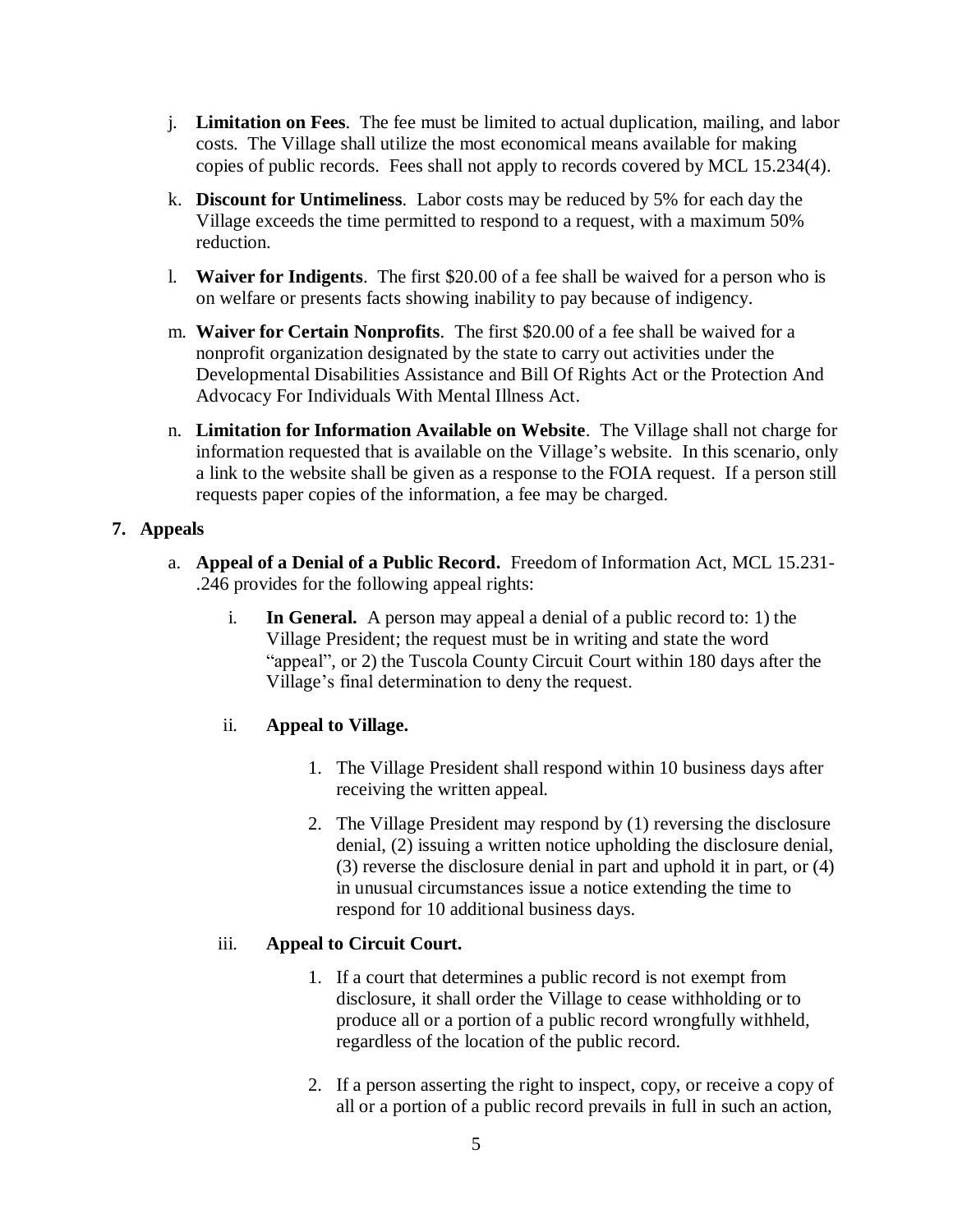j. **Limitation on Fees**. The fee must be limited to actual duplication, mailing, and labor costs. The Village shall utilize the most economical means available for making copies of public records. Fees shall not apply to records covered by MCL 15.234(4).

k. **Discount for Untimeliness**. Labor costs may be reduced by 5% for each day the Village exceeds the time permitted to respond to a request, with a maximum 50% reduction.

l. **Waiver for Indigents**. The first $20.00 of a fee shall be waived for a person who is on welfare or presents facts showing inability to pay because of indigency.

m. **Waiver for Certain Nonprofits**. The first $20.00 of a fee shall be waived for a nonprofit organization designated by the state to carry out activities under the Developmental Disabilities Assistance and Bill Of Rights Act or the Protection And Advocacy For Individuals With Mental Illness Act.

n. **Limitation for Information Available on Website**. The Village shall not charge for information requested that is available on the Village's website. In this scenario, only a link to the website shall be given as a response to the FOIA request. If a person still requests paper copies of the information, a fee may be charged.

## 7. Appeals

a. **Appeal of a Denial of a Public Record.** Freedom of Information Act, MCL 15.231-.246 provides for the following appeal rights:

i. **In General.** A person may appeal a denial of a public record to: 1) the Village President; the request must be in writing and state the word "appeal", or 2) the Tuscola County Circuit Court within 180 days after the Village's final determination to deny the request.

ii. **Appeal to Village.**

1. The Village President shall respond within 10 business days after receiving the written appeal.
2. The Village President may respond by (1) reversing the disclosure denial, (2) issuing a written notice upholding the disclosure denial, (3) reverse the disclosure denial in part and uphold it in part, or (4) in unusual circumstances issue a notice extending the time to respond for 10 additional business days.

iii. **Appeal to Circuit Court.**

1. If a court that determines a public record is not exempt from disclosure, it shall order the Village to cease withholding or to produce all or a portion of a public record wrongfully withheld, regardless of the location of the public record.
2. If a person asserting the right to inspect, copy, or receive a copy of all or a portion of a public record prevails in full in such an action,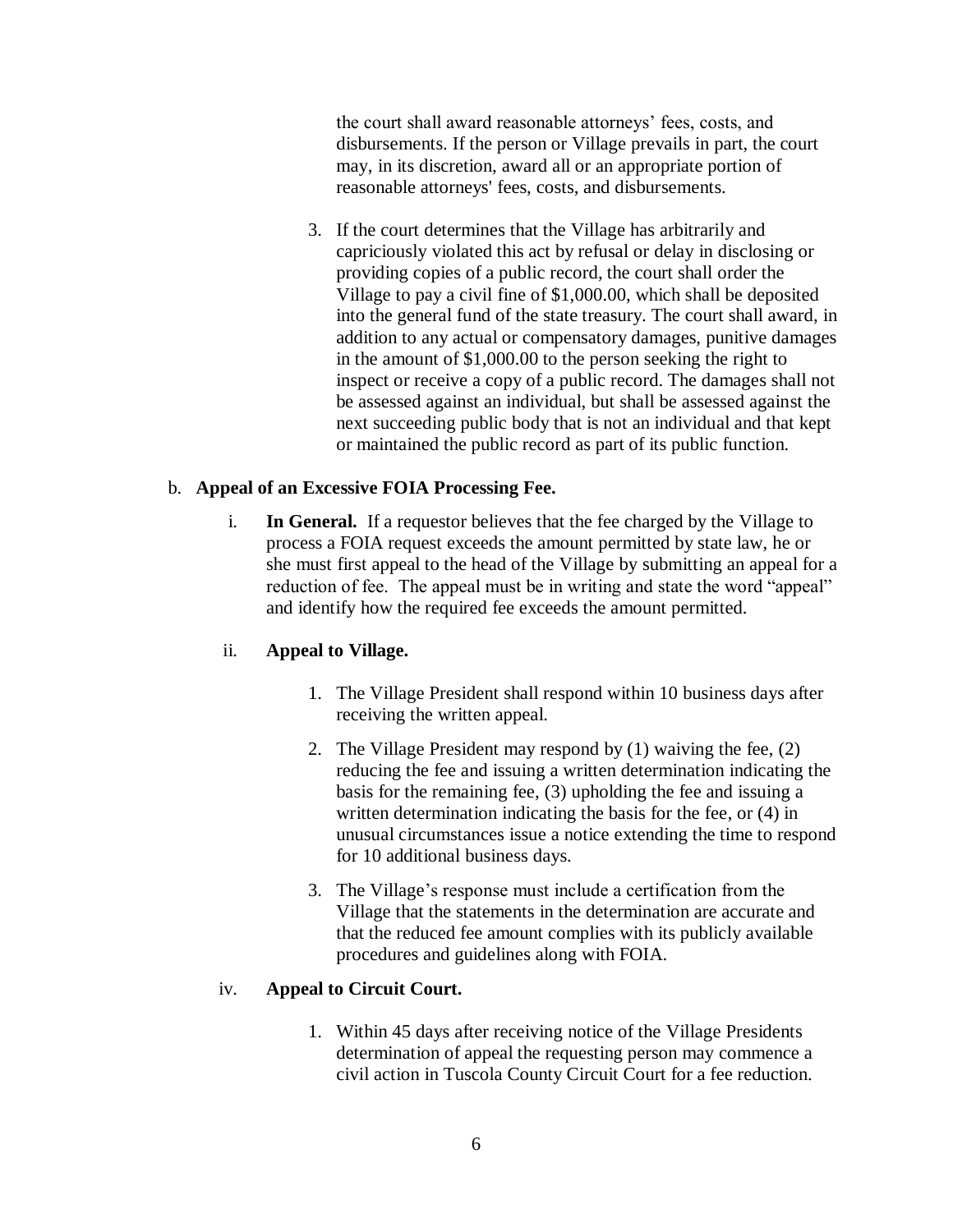the court shall award reasonable attorneys' fees, costs, and disbursements. If the person or Village prevails in part, the court may, in its discretion, award all or an appropriate portion of reasonable attorneys' fees, costs, and disbursements.

3. If the court determines that the Village has arbitrarily and capriciously violated this act by refusal or delay in disclosing or providing copies of a public record, the court shall order the Village to pay a civil fine of $1,000.00, which shall be deposited into the general fund of the state treasury. The court shall award, in addition to any actual or compensatory damages, punitive damages in the amount of $1,000.00 to the person seeking the right to inspect or receive a copy of a public record. The damages shall not be assessed against an individual, but shall be assessed against the next succeeding public body that is not an individual and that kept or maintained the public record as part of its public function.

b. **Appeal of an Excessive FOIA Processing Fee.**

i. **In General.** If a requestor believes that the fee charged by the Village to process a FOIA request exceeds the amount permitted by state law, he or she must first appeal to the head of the Village by submitting an appeal for a reduction of fee. The appeal must be in writing and state the word "appeal" and identify how the required fee exceeds the amount permitted.

ii. **Appeal to Village.**

1. The Village President shall respond within 10 business days after receiving the written appeal.
2. The Village President may respond by (1) waiving the fee, (2) reducing the fee and issuing a written determination indicating the basis for the remaining fee, (3) upholding the fee and issuing a written determination indicating the basis for the fee, or (4) in unusual circumstances issue a notice extending the time to respond for 10 additional business days.
3. The Village's response must include a certification from the Village that the statements in the determination are accurate and that the reduced fee amount complies with its publicly available procedures and guidelines along with FOIA.

iv. **Appeal to Circuit Court.**

1. Within 45 days after receiving notice of the Village Presidents determination of appeal the requesting person may commence a civil action in Tuscola County Circuit Court for a fee reduction.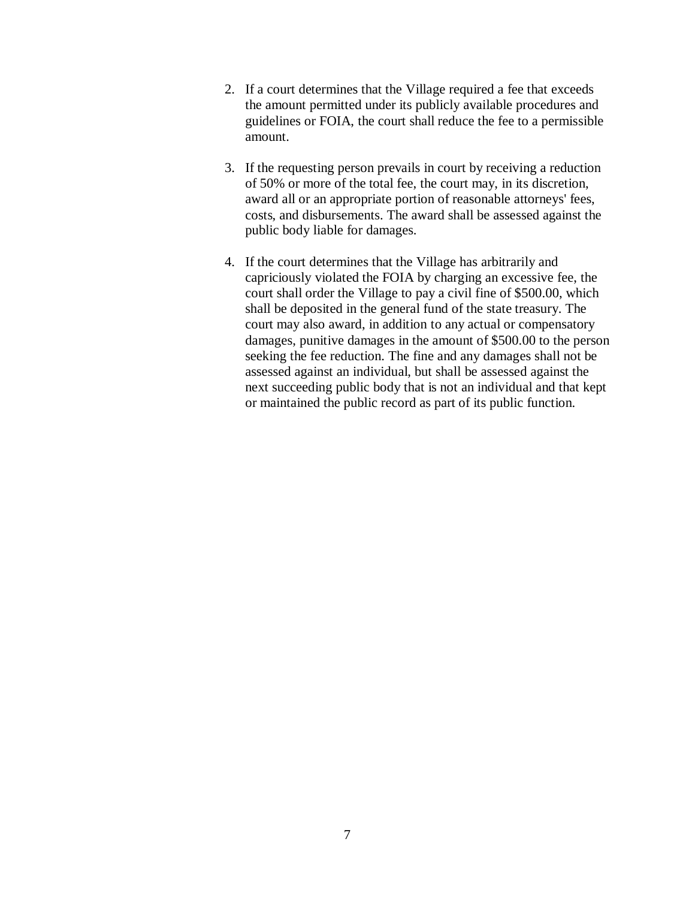2. If a court determines that the Village required a fee that exceeds the amount permitted under its publicly available procedures and guidelines or FOIA, the court shall reduce the fee to a permissible amount.

3. If the requesting person prevails in court by receiving a reduction of 50% or more of the total fee, the court may, in its discretion, award all or an appropriate portion of reasonable attorneys' fees, costs, and disbursements. The award shall be assessed against the public body liable for damages.

4. If the court determines that the Village has arbitrarily and capriciously violated the FOIA by charging an excessive fee, the court shall order the Village to pay a civil fine of $500.00, which shall be deposited in the general fund of the state treasury. The court may also award, in addition to any actual or compensatory damages, punitive damages in the amount of $500.00 to the person seeking the fee reduction. The fine and any damages shall not be assessed against an individual, but shall be assessed against the next succeeding public body that is not an individual and that kept or maintained the public record as part of its public function.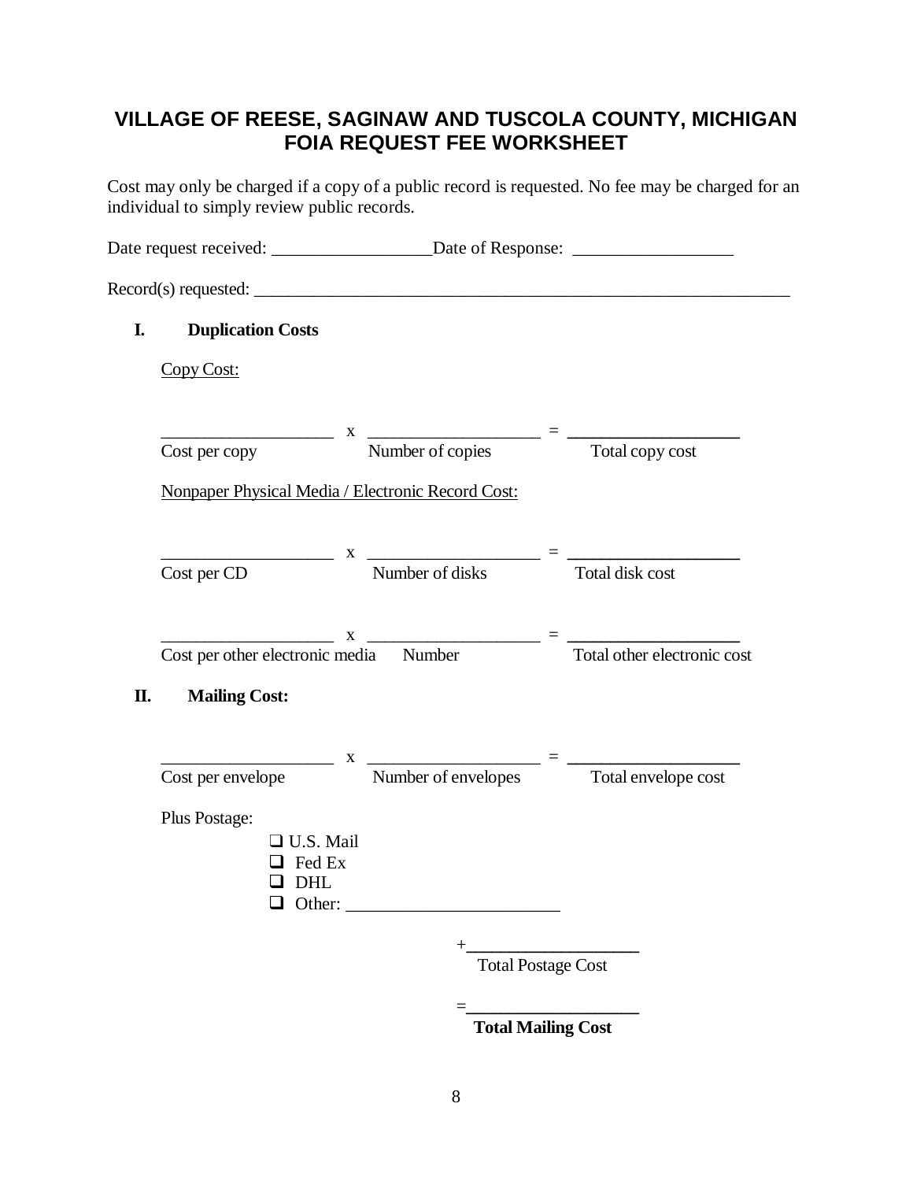# VILLAGE OF REESE, SAGINAW AND TUSCOLA COUNTY, MICHIGAN
# FOIA REQUEST FEE WORKSHEET

Cost may only be charged if a copy of a public record is requested. No fee may be charged for an individual to simply review public records.

Date request received: __________________Date of Response: __________________

Record(s) requested: _______________________________________________________________

**I. Duplication Costs**

Copy Cost:

____________________ x ____________________ = ____________________
Cost per copy Number of copies Total copy cost

Nonpaper Physical Media / Electronic Record Cost:

____________________ x ____________________ = ____________________
Cost per CD Number of disks Total disk cost

____________________ x ____________________ = ____________________
Cost per other electronic media Number Total other electronic cost

**II. Mailing Cost:**

____________________ x ____________________ = ____________________
Cost per envelope Number of envelopes Total envelope cost

Plus Postage:

- ☐ U.S. Mail
- ☐ Fed Ex
- ☐ DHL
- ☐ Other: ________________________

+____________________
Total Postage Cost

=____________________
**Total Mailing Cost**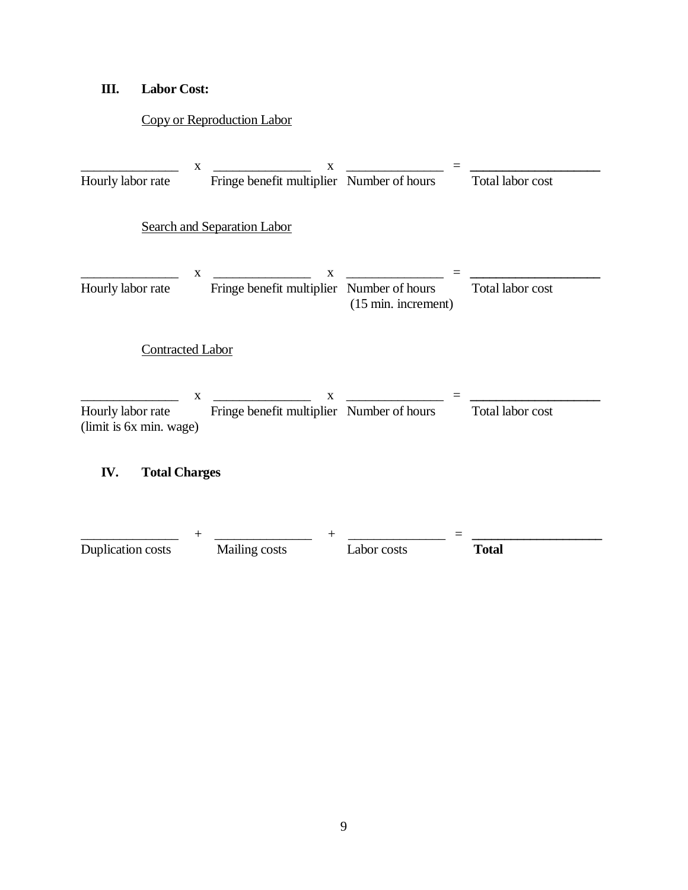## III. Labor Cost:

Copy or Reproduction Labor

| ______________ | x | ______________ | x | ______________ | = | ______________ |
|---|---|---|---|---|---|---|
| Hourly labor rate | | Fringe benefit multiplier | | Number of hours | | Total labor cost |

Search and Separation Labor

| ______________ | x | ______________ | x | ______________ | = | ______________ |
|---|---|---|---|---|---|---|
| Hourly labor rate | | Fringe benefit multiplier | | Number of hours (15 min. increment) | | Total labor cost |

Contracted Labor

| ______________ | x | ______________ | x | ______________ | = | ______________ |
|---|---|---|---|---|---|---|
| Hourly labor rate (limit is 6x min. wage) | | Fringe benefit multiplier | | Number of hours | | Total labor cost |

## IV. Total Charges

| ______________ | + | ______________ | + | ______________ | = | ______________ |
|---|---|---|---|---|---|---|
| Duplication costs | | Mailing costs | | Labor costs | | **Total** |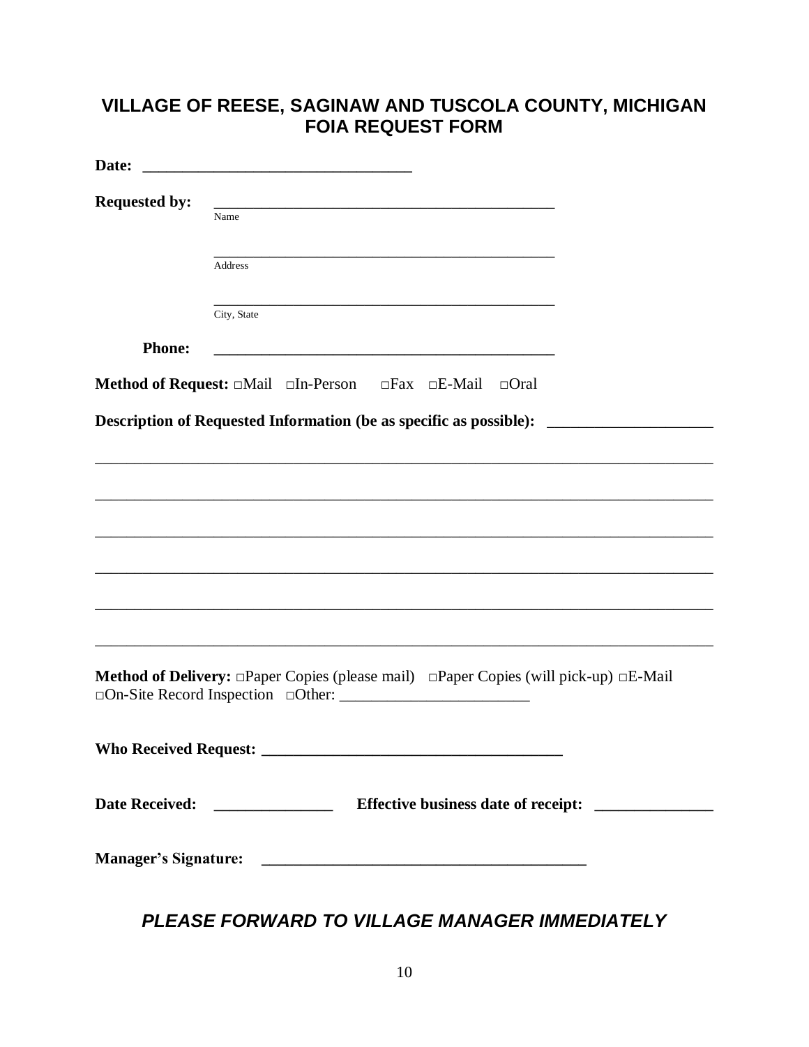# VILLAGE OF REESE, SAGINAW AND TUSCOLA COUNTY, MICHIGAN
# FOIA REQUEST FORM

**Date:** ________________________________

**Requested by:** ________________________________________
Name

________________________________________
Address

________________________________________
City, State

**Phone:** ________________________________________

**Method of Request:** □Mail □In-Person □Fax □E-Mail □Oral

**Description of Requested Information (be as specific as possible):** ____________________

______________________________________________________________________________

______________________________________________________________________________

______________________________________________________________________________

______________________________________________________________________________

______________________________________________________________________________

______________________________________________________________________________

**Method of Delivery:** □Paper Copies (please mail) □Paper Copies (will pick-up) □E-Mail □On-Site Record Inspection □Other: ________________________

**Who Received Request:** ____________________________________

**Date Received:** ______________ **Effective business date of receipt:** ______________

**Manager's Signature:** ________________________________________

***PLEASE FORWARD TO VILLAGE MANAGER IMMEDIATELY***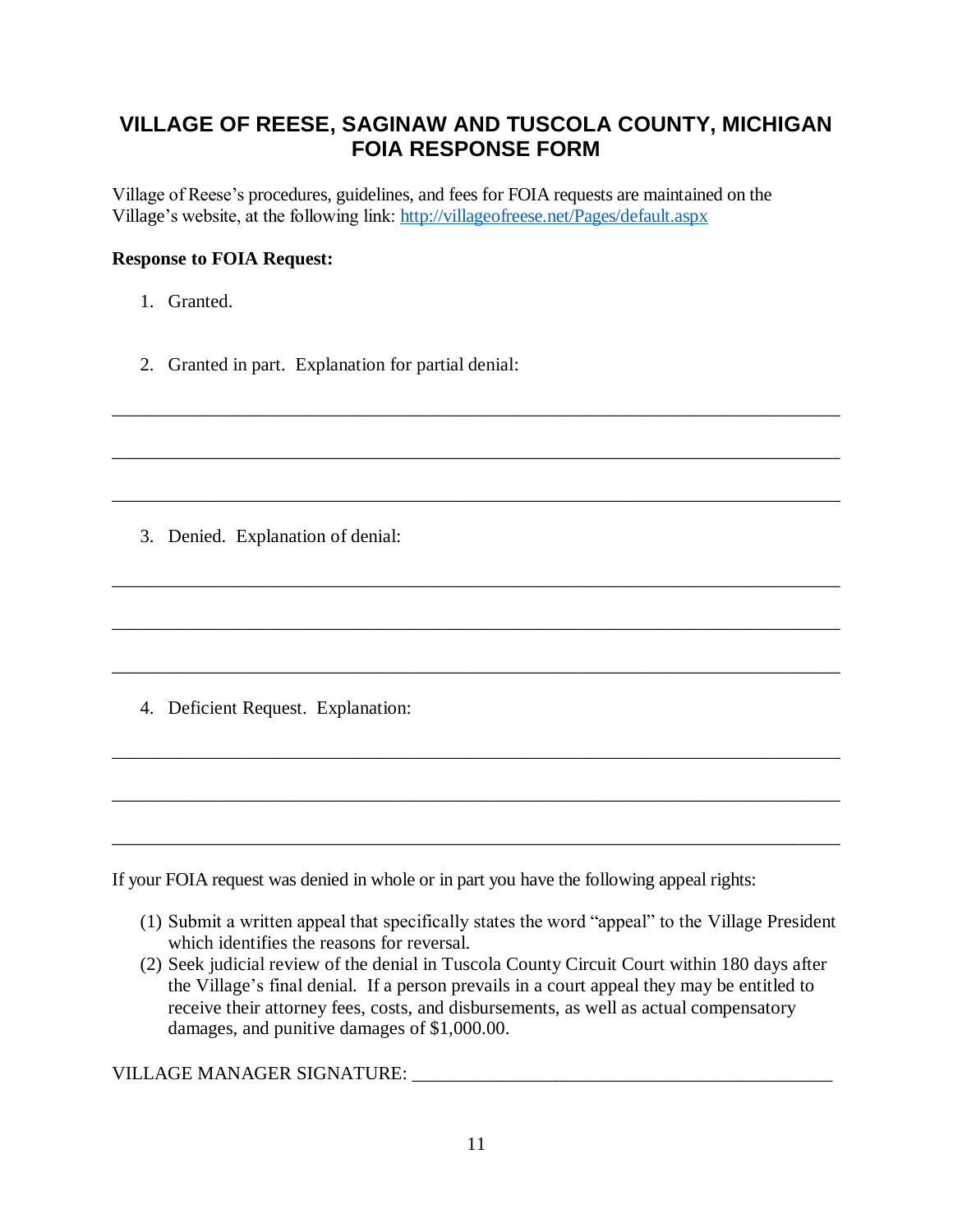# VILLAGE OF REESE, SAGINAW AND TUSCOLA COUNTY, MICHIGAN
# FOIA RESPONSE FORM

Village of Reese's procedures, guidelines, and fees for FOIA requests are maintained on the Village's website, at the following link: http://villageofreese.net/Pages/default.aspx

**Response to FOIA Request:**

1. Granted.

2. Granted in part. Explanation for partial denial:

_______________________________________________________________________________

_______________________________________________________________________________

_______________________________________________________________________________

3. Denied. Explanation of denial:

_______________________________________________________________________________

_______________________________________________________________________________

_______________________________________________________________________________

4. Deficient Request. Explanation:

_______________________________________________________________________________

_______________________________________________________________________________

_______________________________________________________________________________

If your FOIA request was denied in whole or in part you have the following appeal rights:

(1) Submit a written appeal that specifically states the word "appeal" to the Village President which identifies the reasons for reversal.
(2) Seek judicial review of the denial in Tuscola County Circuit Court within 180 days after the Village's final denial. If a person prevails in a court appeal they may be entitled to receive their attorney fees, costs, and disbursements, as well as actual compensatory damages, and punitive damages of $1,000.00.

VILLAGE MANAGER SIGNATURE: ______________________________________________